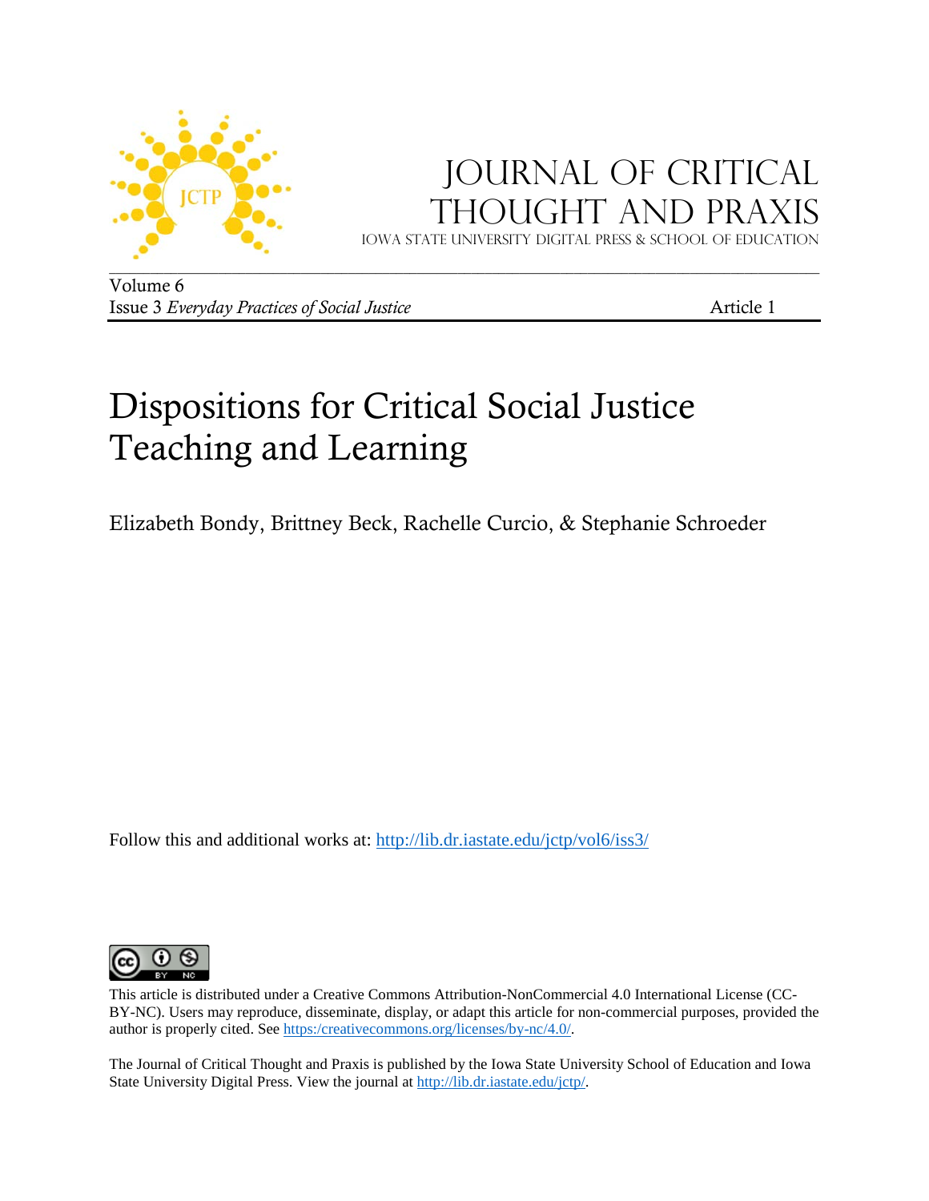# Journal of Critical Thought and Praxis

Iowa State University Digital Press & School of Education

Volume 6
Issue 3 *Everyday Practices of Social Justice* Article 1

# Dispositions for Critical Social Justice Teaching and Learning

Elizabeth Bondy, Brittney Beck, Rachelle Curcio, & Stephanie Schroeder

Follow this and additional works at: http://lib.dr.iastate.edu/jctp/vol6/iss3/

This article is distributed under a Creative Commons Attribution-NonCommercial 4.0 International License (CC-BY-NC). Users may reproduce, disseminate, display, or adapt this article for non-commercial purposes, provided the author is properly cited. See https:/creativecommons.org/licenses/by-nc/4.0/.

The Journal of Critical Thought and Praxis is published by the Iowa State University School of Education and Iowa State University Digital Press. View the journal at http://lib.dr.iastate.edu/jctp/.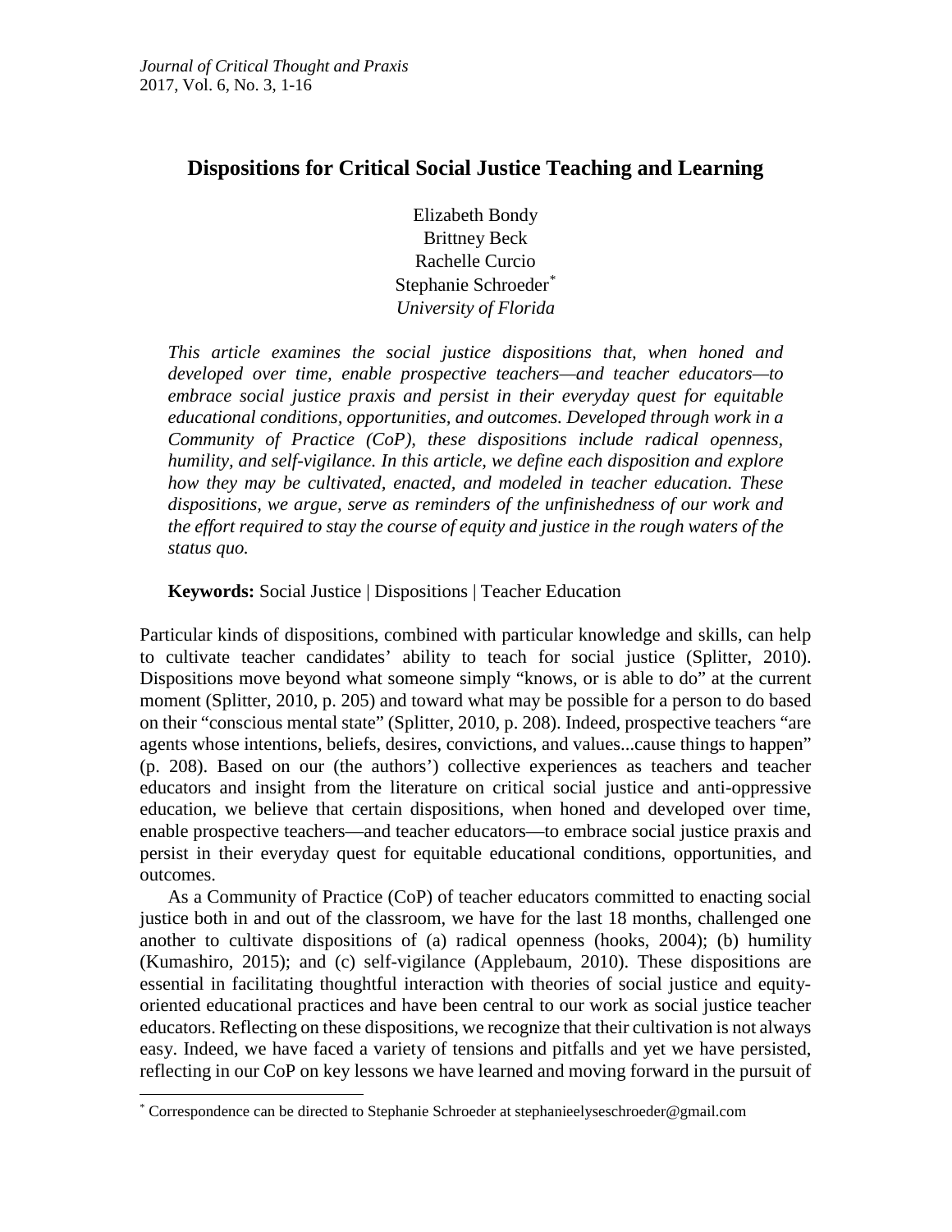# Dispositions for Critical Social Justice Teaching and Learning

Elizabeth Bondy
Brittney Beck
Rachelle Curcio
Stephanie Schroeder*
*University of Florida*

*This article examines the social justice dispositions that, when honed and developed over time, enable prospective teachers—and teacher educators—to embrace social justice praxis and persist in their everyday quest for equitable educational conditions, opportunities, and outcomes. Developed through work in a Community of Practice (CoP), these dispositions include radical openness, humility, and self-vigilance. In this article, we define each disposition and explore how they may be cultivated, enacted, and modeled in teacher education. These dispositions, we argue, serve as reminders of the unfinishedness of our work and the effort required to stay the course of equity and justice in the rough waters of the status quo.*

**Keywords:** Social Justice | Dispositions | Teacher Education

Particular kinds of dispositions, combined with particular knowledge and skills, can help to cultivate teacher candidates' ability to teach for social justice (Splitter, 2010). Dispositions move beyond what someone simply "knows, or is able to do" at the current moment (Splitter, 2010, p. 205) and toward what may be possible for a person to do based on their "conscious mental state" (Splitter, 2010, p. 208). Indeed, prospective teachers "are agents whose intentions, beliefs, desires, convictions, and values...cause things to happen" (p. 208). Based on our (the authors') collective experiences as teachers and teacher educators and insight from the literature on critical social justice and anti-oppressive education, we believe that certain dispositions, when honed and developed over time, enable prospective teachers—and teacher educators—to embrace social justice praxis and persist in their everyday quest for equitable educational conditions, opportunities, and outcomes.

As a Community of Practice (CoP) of teacher educators committed to enacting social justice both in and out of the classroom, we have for the last 18 months, challenged one another to cultivate dispositions of (a) radical openness (hooks, 2004); (b) humility (Kumashiro, 2015); and (c) self-vigilance (Applebaum, 2010). These dispositions are essential in facilitating thoughtful interaction with theories of social justice and equity-oriented educational practices and have been central to our work as social justice teacher educators. Reflecting on these dispositions, we recognize that their cultivation is not always easy. Indeed, we have faced a variety of tensions and pitfalls and yet we have persisted, reflecting in our CoP on key lessons we have learned and moving forward in the pursuit of

* Correspondence can be directed to Stephanie Schroeder at stephanieelyseschroeder@gmail.com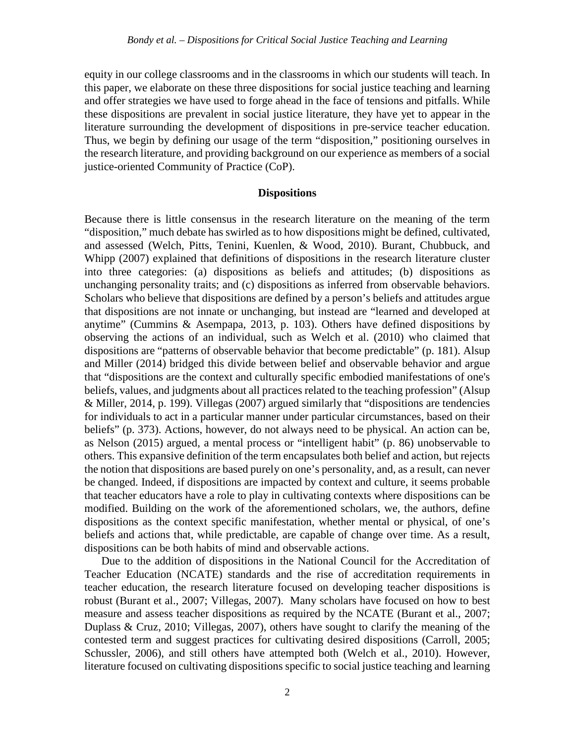equity in our college classrooms and in the classrooms in which our students will teach. In this paper, we elaborate on these three dispositions for social justice teaching and learning and offer strategies we have used to forge ahead in the face of tensions and pitfalls. While these dispositions are prevalent in social justice literature, they have yet to appear in the literature surrounding the development of dispositions in pre-service teacher education. Thus, we begin by defining our usage of the term "disposition," positioning ourselves in the research literature, and providing background on our experience as members of a social justice-oriented Community of Practice (CoP).

## Dispositions

Because there is little consensus in the research literature on the meaning of the term "disposition," much debate has swirled as to how dispositions might be defined, cultivated, and assessed (Welch, Pitts, Tenini, Kuenlen, & Wood, 2010). Burant, Chubbuck, and Whipp (2007) explained that definitions of dispositions in the research literature cluster into three categories: (a) dispositions as beliefs and attitudes; (b) dispositions as unchanging personality traits; and (c) dispositions as inferred from observable behaviors. Scholars who believe that dispositions are defined by a person's beliefs and attitudes argue that dispositions are not innate or unchanging, but instead are "learned and developed at anytime" (Cummins & Asempapa, 2013, p. 103). Others have defined dispositions by observing the actions of an individual, such as Welch et al. (2010) who claimed that dispositions are "patterns of observable behavior that become predictable" (p. 181). Alsup and Miller (2014) bridged this divide between belief and observable behavior and argue that "dispositions are the context and culturally specific embodied manifestations of one's beliefs, values, and judgments about all practices related to the teaching profession" (Alsup & Miller, 2014, p. 199). Villegas (2007) argued similarly that "dispositions are tendencies for individuals to act in a particular manner under particular circumstances, based on their beliefs" (p. 373). Actions, however, do not always need to be physical. An action can be, as Nelson (2015) argued, a mental process or "intelligent habit" (p. 86) unobservable to others. This expansive definition of the term encapsulates both belief and action, but rejects the notion that dispositions are based purely on one's personality, and, as a result, can never be changed. Indeed, if dispositions are impacted by context and culture, it seems probable that teacher educators have a role to play in cultivating contexts where dispositions can be modified. Building on the work of the aforementioned scholars, we, the authors, define dispositions as the context specific manifestation, whether mental or physical, of one's beliefs and actions that, while predictable, are capable of change over time. As a result, dispositions can be both habits of mind and observable actions.

Due to the addition of dispositions in the National Council for the Accreditation of Teacher Education (NCATE) standards and the rise of accreditation requirements in teacher education, the research literature focused on developing teacher dispositions is robust (Burant et al., 2007; Villegas, 2007). Many scholars have focused on how to best measure and assess teacher dispositions as required by the NCATE (Burant et al., 2007; Duplass & Cruz, 2010; Villegas, 2007), others have sought to clarify the meaning of the contested term and suggest practices for cultivating desired dispositions (Carroll, 2005; Schussler, 2006), and still others have attempted both (Welch et al., 2010). However, literature focused on cultivating dispositions specific to social justice teaching and learning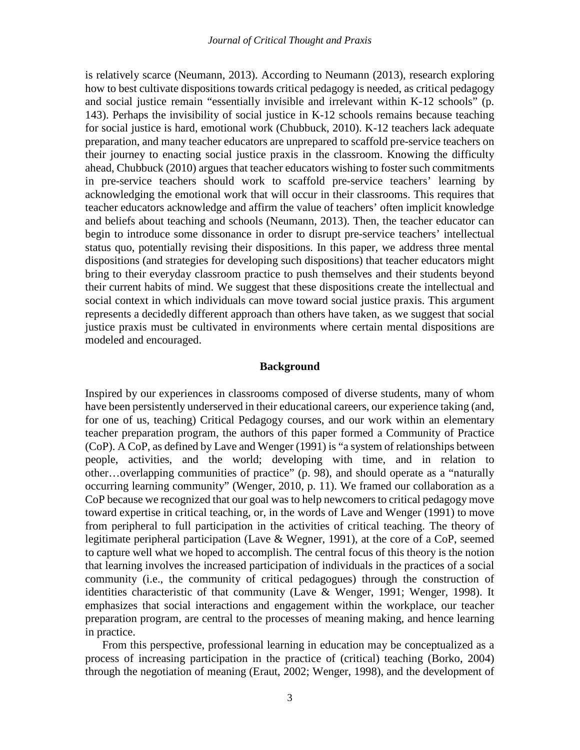is relatively scarce (Neumann, 2013). According to Neumann (2013), research exploring how to best cultivate dispositions towards critical pedagogy is needed, as critical pedagogy and social justice remain "essentially invisible and irrelevant within K-12 schools" (p. 143). Perhaps the invisibility of social justice in K-12 schools remains because teaching for social justice is hard, emotional work (Chubbuck, 2010). K-12 teachers lack adequate preparation, and many teacher educators are unprepared to scaffold pre-service teachers on their journey to enacting social justice praxis in the classroom. Knowing the difficulty ahead, Chubbuck (2010) argues that teacher educators wishing to foster such commitments in pre-service teachers should work to scaffold pre-service teachers' learning by acknowledging the emotional work that will occur in their classrooms. This requires that teacher educators acknowledge and affirm the value of teachers' often implicit knowledge and beliefs about teaching and schools (Neumann, 2013). Then, the teacher educator can begin to introduce some dissonance in order to disrupt pre-service teachers' intellectual status quo, potentially revising their dispositions. In this paper, we address three mental dispositions (and strategies for developing such dispositions) that teacher educators might bring to their everyday classroom practice to push themselves and their students beyond their current habits of mind. We suggest that these dispositions create the intellectual and social context in which individuals can move toward social justice praxis. This argument represents a decidedly different approach than others have taken, as we suggest that social justice praxis must be cultivated in environments where certain mental dispositions are modeled and encouraged.

## Background

Inspired by our experiences in classrooms composed of diverse students, many of whom have been persistently underserved in their educational careers, our experience taking (and, for one of us, teaching) Critical Pedagogy courses, and our work within an elementary teacher preparation program, the authors of this paper formed a Community of Practice (CoP). A CoP, as defined by Lave and Wenger (1991) is "a system of relationships between people, activities, and the world; developing with time, and in relation to other…overlapping communities of practice" (p. 98), and should operate as a "naturally occurring learning community" (Wenger, 2010, p. 11). We framed our collaboration as a CoP because we recognized that our goal was to help newcomers to critical pedagogy move toward expertise in critical teaching, or, in the words of Lave and Wenger (1991) to move from peripheral to full participation in the activities of critical teaching. The theory of legitimate peripheral participation (Lave & Wegner, 1991), at the core of a CoP, seemed to capture well what we hoped to accomplish. The central focus of this theory is the notion that learning involves the increased participation of individuals in the practices of a social community (i.e., the community of critical pedagogues) through the construction of identities characteristic of that community (Lave & Wenger, 1991; Wenger, 1998). It emphasizes that social interactions and engagement within the workplace, our teacher preparation program, are central to the processes of meaning making, and hence learning in practice.

From this perspective, professional learning in education may be conceptualized as a process of increasing participation in the practice of (critical) teaching (Borko, 2004) through the negotiation of meaning (Eraut, 2002; Wenger, 1998), and the development of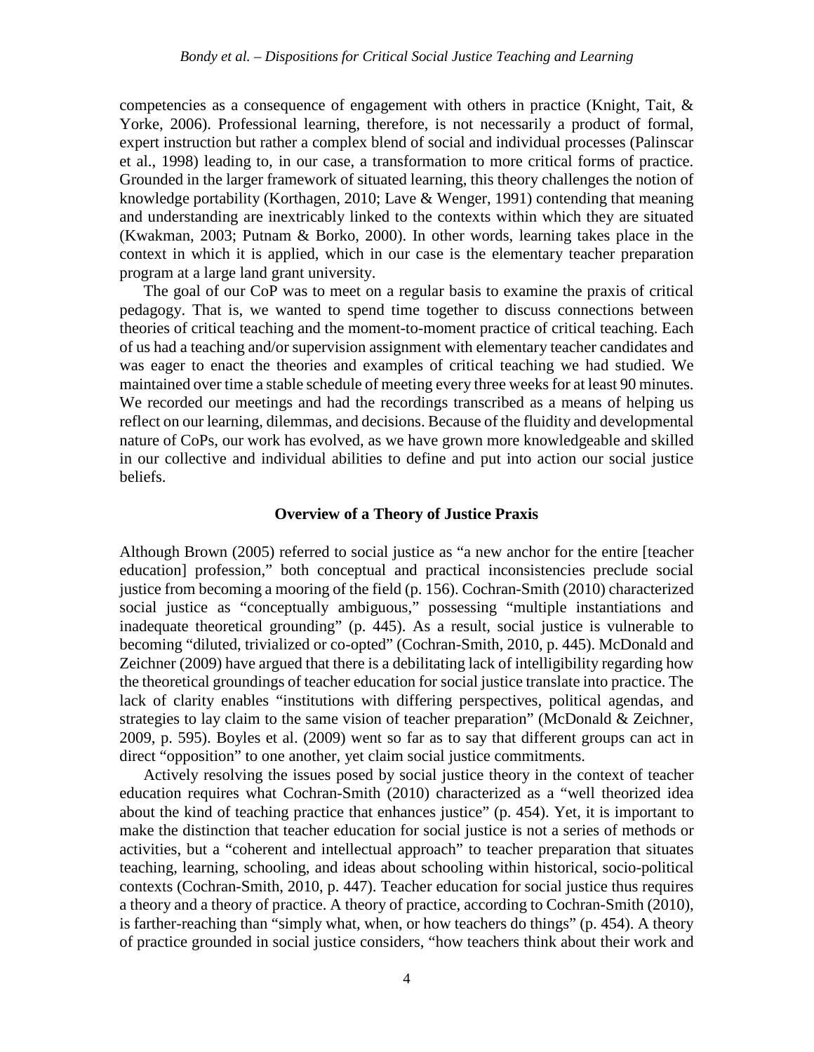competencies as a consequence of engagement with others in practice (Knight, Tait, & Yorke, 2006). Professional learning, therefore, is not necessarily a product of formal, expert instruction but rather a complex blend of social and individual processes (Palinscar et al., 1998) leading to, in our case, a transformation to more critical forms of practice. Grounded in the larger framework of situated learning, this theory challenges the notion of knowledge portability (Korthagen, 2010; Lave & Wenger, 1991) contending that meaning and understanding are inextricably linked to the contexts within which they are situated (Kwakman, 2003; Putnam & Borko, 2000). In other words, learning takes place in the context in which it is applied, which in our case is the elementary teacher preparation program at a large land grant university.

The goal of our CoP was to meet on a regular basis to examine the praxis of critical pedagogy. That is, we wanted to spend time together to discuss connections between theories of critical teaching and the moment-to-moment practice of critical teaching. Each of us had a teaching and/or supervision assignment with elementary teacher candidates and was eager to enact the theories and examples of critical teaching we had studied. We maintained over time a stable schedule of meeting every three weeks for at least 90 minutes. We recorded our meetings and had the recordings transcribed as a means of helping us reflect on our learning, dilemmas, and decisions. Because of the fluidity and developmental nature of CoPs, our work has evolved, as we have grown more knowledgeable and skilled in our collective and individual abilities to define and put into action our social justice beliefs.

## Overview of a Theory of Justice Praxis

Although Brown (2005) referred to social justice as "a new anchor for the entire [teacher education] profession," both conceptual and practical inconsistencies preclude social justice from becoming a mooring of the field (p. 156). Cochran-Smith (2010) characterized social justice as "conceptually ambiguous," possessing "multiple instantiations and inadequate theoretical grounding" (p. 445). As a result, social justice is vulnerable to becoming "diluted, trivialized or co-opted" (Cochran-Smith, 2010, p. 445). McDonald and Zeichner (2009) have argued that there is a debilitating lack of intelligibility regarding how the theoretical groundings of teacher education for social justice translate into practice. The lack of clarity enables "institutions with differing perspectives, political agendas, and strategies to lay claim to the same vision of teacher preparation" (McDonald & Zeichner, 2009, p. 595). Boyles et al. (2009) went so far as to say that different groups can act in direct "opposition" to one another, yet claim social justice commitments.

Actively resolving the issues posed by social justice theory in the context of teacher education requires what Cochran-Smith (2010) characterized as a "well theorized idea about the kind of teaching practice that enhances justice" (p. 454). Yet, it is important to make the distinction that teacher education for social justice is not a series of methods or activities, but a "coherent and intellectual approach" to teacher preparation that situates teaching, learning, schooling, and ideas about schooling within historical, socio-political contexts (Cochran-Smith, 2010, p. 447). Teacher education for social justice thus requires a theory and a theory of practice. A theory of practice, according to Cochran-Smith (2010), is farther-reaching than "simply what, when, or how teachers do things" (p. 454). A theory of practice grounded in social justice considers, "how teachers think about their work and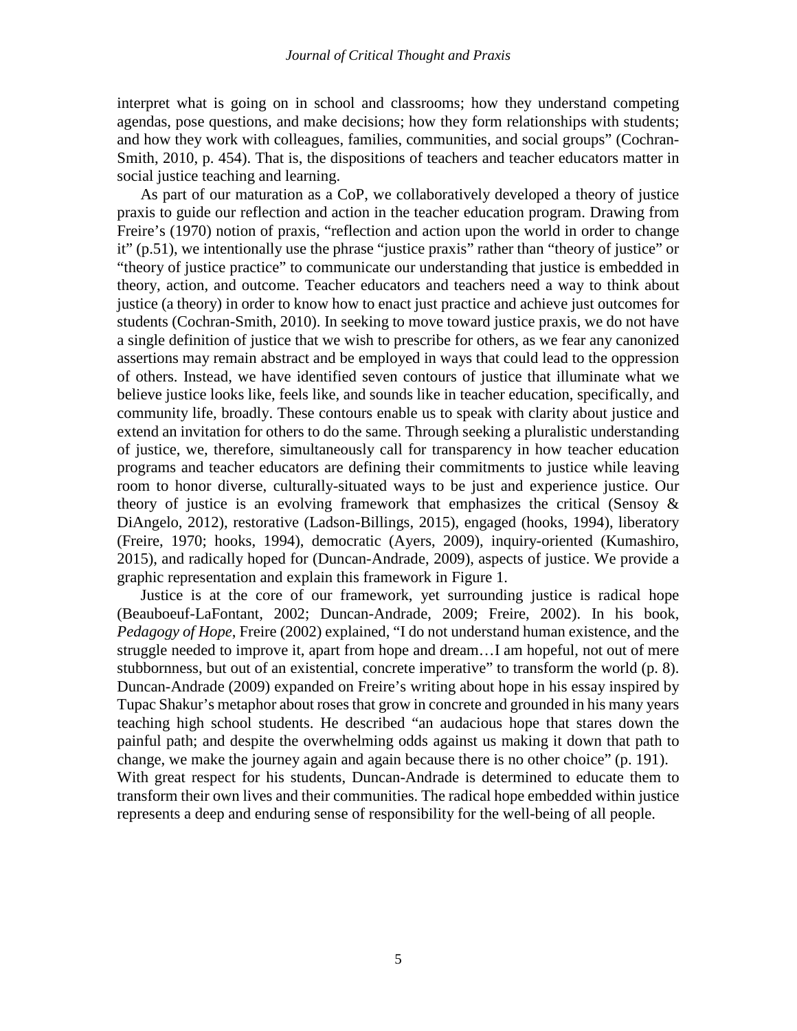interpret what is going on in school and classrooms; how they understand competing agendas, pose questions, and make decisions; how they form relationships with students; and how they work with colleagues, families, communities, and social groups" (Cochran-Smith, 2010, p. 454). That is, the dispositions of teachers and teacher educators matter in social justice teaching and learning.

As part of our maturation as a CoP, we collaboratively developed a theory of justice praxis to guide our reflection and action in the teacher education program. Drawing from Freire's (1970) notion of praxis, "reflection and action upon the world in order to change it" (p.51), we intentionally use the phrase "justice praxis" rather than "theory of justice" or "theory of justice practice" to communicate our understanding that justice is embedded in theory, action, and outcome. Teacher educators and teachers need a way to think about justice (a theory) in order to know how to enact just practice and achieve just outcomes for students (Cochran-Smith, 2010). In seeking to move toward justice praxis, we do not have a single definition of justice that we wish to prescribe for others, as we fear any canonized assertions may remain abstract and be employed in ways that could lead to the oppression of others. Instead, we have identified seven contours of justice that illuminate what we believe justice looks like, feels like, and sounds like in teacher education, specifically, and community life, broadly. These contours enable us to speak with clarity about justice and extend an invitation for others to do the same. Through seeking a pluralistic understanding of justice, we, therefore, simultaneously call for transparency in how teacher education programs and teacher educators are defining their commitments to justice while leaving room to honor diverse, culturally-situated ways to be just and experience justice. Our theory of justice is an evolving framework that emphasizes the critical (Sensoy & DiAngelo, 2012), restorative (Ladson-Billings, 2015), engaged (hooks, 1994), liberatory (Freire, 1970; hooks, 1994), democratic (Ayers, 2009), inquiry-oriented (Kumashiro, 2015), and radically hoped for (Duncan-Andrade, 2009), aspects of justice. We provide a graphic representation and explain this framework in Figure 1.

Justice is at the core of our framework, yet surrounding justice is radical hope (Beauboeuf-LaFontant, 2002; Duncan-Andrade, 2009; Freire, 2002). In his book, *Pedagogy of Hope*, Freire (2002) explained, "I do not understand human existence, and the struggle needed to improve it, apart from hope and dream…I am hopeful, not out of mere stubbornness, but out of an existential, concrete imperative" to transform the world (p. 8). Duncan-Andrade (2009) expanded on Freire's writing about hope in his essay inspired by Tupac Shakur's metaphor about roses that grow in concrete and grounded in his many years teaching high school students. He described "an audacious hope that stares down the painful path; and despite the overwhelming odds against us making it down that path to change, we make the journey again and again because there is no other choice" (p. 191). With great respect for his students, Duncan-Andrade is determined to educate them to transform their own lives and their communities. The radical hope embedded within justice represents a deep and enduring sense of responsibility for the well-being of all people.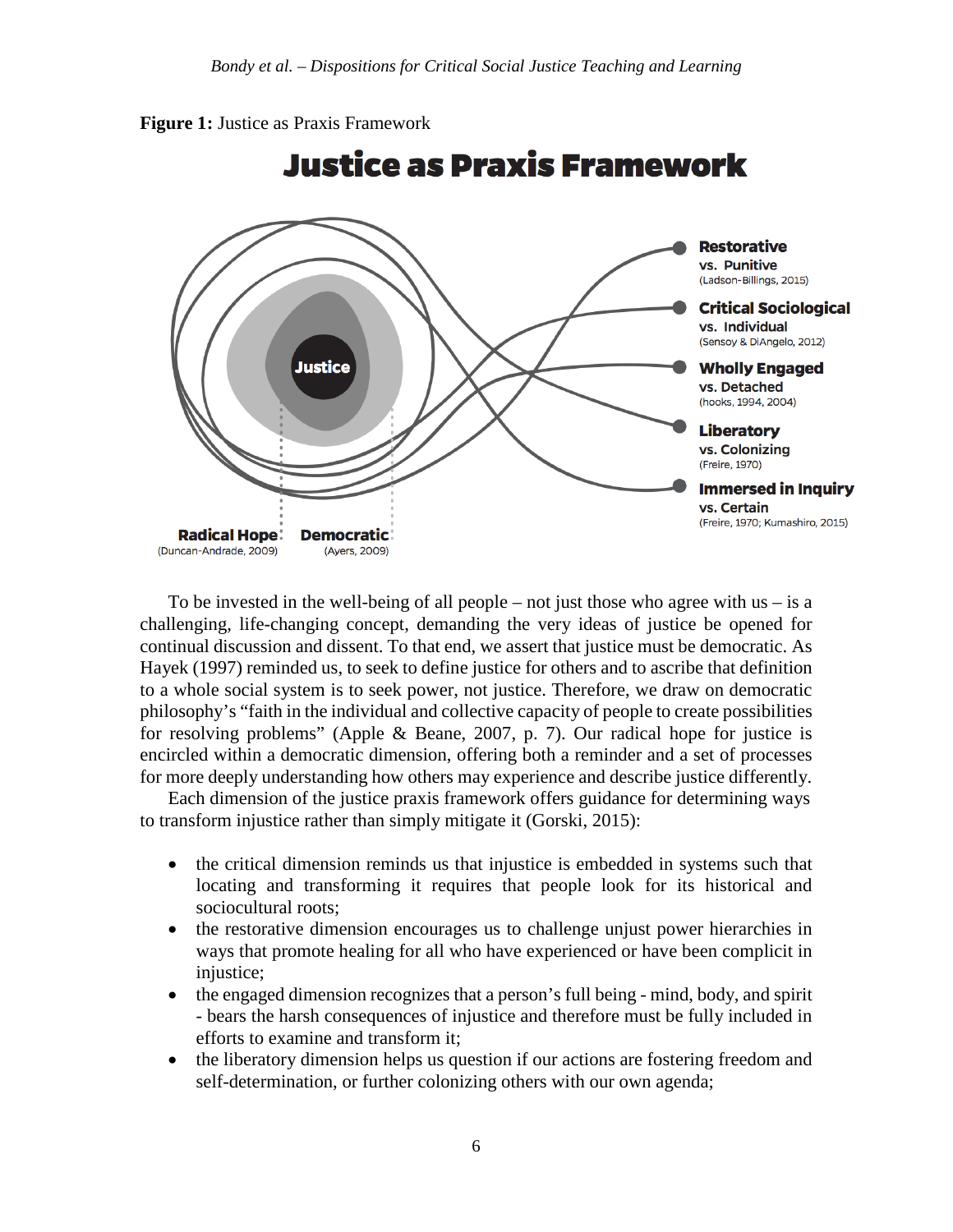**Figure 1:** Justice as Praxis Framework

**Justice as Praxis Framework**

Justice

**Restorative** vs. **Punitive** (Ladson-Billings, 2015)

**Critical Sociological** vs. **Individual** (Sensoy & DiAngelo, 2012)

**Wholly Engaged** vs. **Detached** (hooks, 1994, 2004)

**Liberatory** vs. **Colonizing** (Freire, 1970)

**Immersed in Inquiry** vs. **Certain** (Freire, 1970; Kumashiro, 2015)

**Radical Hope** (Duncan-Andrade, 2009)

**Democratic** (Ayers, 2009)

To be invested in the well-being of all people – not just those who agree with us – is a challenging, life-changing concept, demanding the very ideas of justice be opened for continual discussion and dissent. To that end, we assert that justice must be democratic. As Hayek (1997) reminded us, to seek to define justice for others and to ascribe that definition to a whole social system is to seek power, not justice. Therefore, we draw on democratic philosophy's "faith in the individual and collective capacity of people to create possibilities for resolving problems" (Apple & Beane, 2007, p. 7). Our radical hope for justice is encircled within a democratic dimension, offering both a reminder and a set of processes for more deeply understanding how others may experience and describe justice differently.

Each dimension of the justice praxis framework offers guidance for determining ways to transform injustice rather than simply mitigate it (Gorski, 2015):

- the critical dimension reminds us that injustice is embedded in systems such that locating and transforming it requires that people look for its historical and sociocultural roots;
- the restorative dimension encourages us to challenge unjust power hierarchies in ways that promote healing for all who have experienced or have been complicit in injustice;
- the engaged dimension recognizes that a person's full being - mind, body, and spirit - bears the harsh consequences of injustice and therefore must be fully included in efforts to examine and transform it;
- the liberatory dimension helps us question if our actions are fostering freedom and self-determination, or further colonizing others with our own agenda;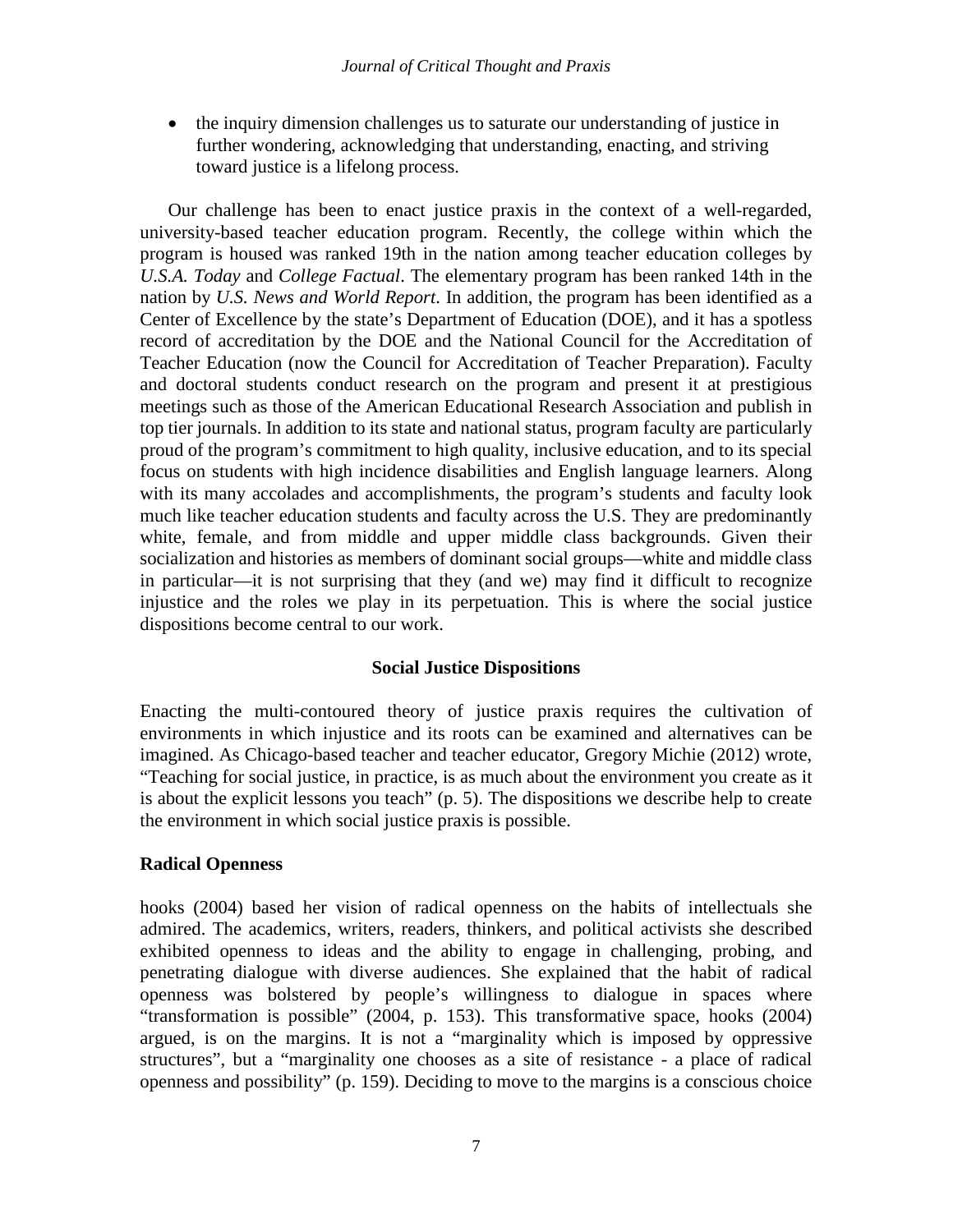- the inquiry dimension challenges us to saturate our understanding of justice in further wondering, acknowledging that understanding, enacting, and striving toward justice is a lifelong process.

Our challenge has been to enact justice praxis in the context of a well-regarded, university-based teacher education program. Recently, the college within which the program is housed was ranked 19th in the nation among teacher education colleges by *U.S.A. Today* and *College Factual*. The elementary program has been ranked 14th in the nation by *U.S. News and World Report*. In addition, the program has been identified as a Center of Excellence by the state's Department of Education (DOE), and it has a spotless record of accreditation by the DOE and the National Council for the Accreditation of Teacher Education (now the Council for Accreditation of Teacher Preparation). Faculty and doctoral students conduct research on the program and present it at prestigious meetings such as those of the American Educational Research Association and publish in top tier journals. In addition to its state and national status, program faculty are particularly proud of the program's commitment to high quality, inclusive education, and to its special focus on students with high incidence disabilities and English language learners. Along with its many accolades and accomplishments, the program's students and faculty look much like teacher education students and faculty across the U.S. They are predominantly white, female, and from middle and upper middle class backgrounds. Given their socialization and histories as members of dominant social groups—white and middle class in particular—it is not surprising that they (and we) may find it difficult to recognize injustice and the roles we play in its perpetuation. This is where the social justice dispositions become central to our work.

## Social Justice Dispositions

Enacting the multi-contoured theory of justice praxis requires the cultivation of environments in which injustice and its roots can be examined and alternatives can be imagined. As Chicago-based teacher and teacher educator, Gregory Michie (2012) wrote, "Teaching for social justice, in practice, is as much about the environment you create as it is about the explicit lessons you teach" (p. 5). The dispositions we describe help to create the environment in which social justice praxis is possible.

### Radical Openness

hooks (2004) based her vision of radical openness on the habits of intellectuals she admired. The academics, writers, readers, thinkers, and political activists she described exhibited openness to ideas and the ability to engage in challenging, probing, and penetrating dialogue with diverse audiences. She explained that the habit of radical openness was bolstered by people's willingness to dialogue in spaces where "transformation is possible" (2004, p. 153). This transformative space, hooks (2004) argued, is on the margins. It is not a "marginality which is imposed by oppressive structures", but a "marginality one chooses as a site of resistance - a place of radical openness and possibility" (p. 159). Deciding to move to the margins is a conscious choice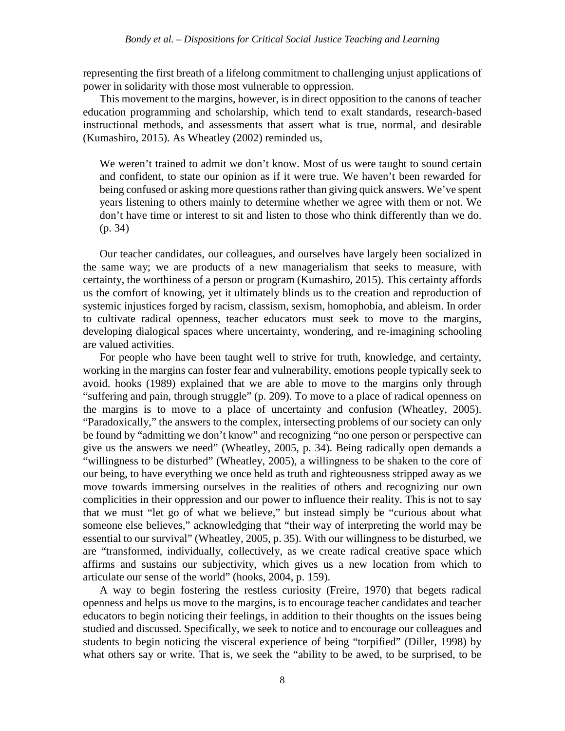representing the first breath of a lifelong commitment to challenging unjust applications of power in solidarity with those most vulnerable to oppression.

This movement to the margins, however, is in direct opposition to the canons of teacher education programming and scholarship, which tend to exalt standards, research-based instructional methods, and assessments that assert what is true, normal, and desirable (Kumashiro, 2015). As Wheatley (2002) reminded us,

> We weren't trained to admit we don't know. Most of us were taught to sound certain and confident, to state our opinion as if it were true. We haven't been rewarded for being confused or asking more questions rather than giving quick answers. We've spent years listening to others mainly to determine whether we agree with them or not. We don't have time or interest to sit and listen to those who think differently than we do. (p. 34)

Our teacher candidates, our colleagues, and ourselves have largely been socialized in the same way; we are products of a new managerialism that seeks to measure, with certainty, the worthiness of a person or program (Kumashiro, 2015). This certainty affords us the comfort of knowing, yet it ultimately blinds us to the creation and reproduction of systemic injustices forged by racism, classism, sexism, homophobia, and ableism. In order to cultivate radical openness, teacher educators must seek to move to the margins, developing dialogical spaces where uncertainty, wondering, and re-imagining schooling are valued activities.

For people who have been taught well to strive for truth, knowledge, and certainty, working in the margins can foster fear and vulnerability, emotions people typically seek to avoid. hooks (1989) explained that we are able to move to the margins only through "suffering and pain, through struggle" (p. 209). To move to a place of radical openness on the margins is to move to a place of uncertainty and confusion (Wheatley, 2005). "Paradoxically," the answers to the complex, intersecting problems of our society can only be found by "admitting we don't know" and recognizing "no one person or perspective can give us the answers we need" (Wheatley, 2005, p. 34). Being radically open demands a "willingness to be disturbed" (Wheatley, 2005), a willingness to be shaken to the core of our being, to have everything we once held as truth and righteousness stripped away as we move towards immersing ourselves in the realities of others and recognizing our own complicities in their oppression and our power to influence their reality. This is not to say that we must "let go of what we believe," but instead simply be "curious about what someone else believes," acknowledging that "their way of interpreting the world may be essential to our survival" (Wheatley, 2005, p. 35). With our willingness to be disturbed, we are "transformed, individually, collectively, as we create radical creative space which affirms and sustains our subjectivity, which gives us a new location from which to articulate our sense of the world" (hooks, 2004, p. 159).

A way to begin fostering the restless curiosity (Freire, 1970) that begets radical openness and helps us move to the margins, is to encourage teacher candidates and teacher educators to begin noticing their feelings, in addition to their thoughts on the issues being studied and discussed. Specifically, we seek to notice and to encourage our colleagues and students to begin noticing the visceral experience of being "torpified" (Diller, 1998) by what others say or write. That is, we seek the "ability to be awed, to be surprised, to be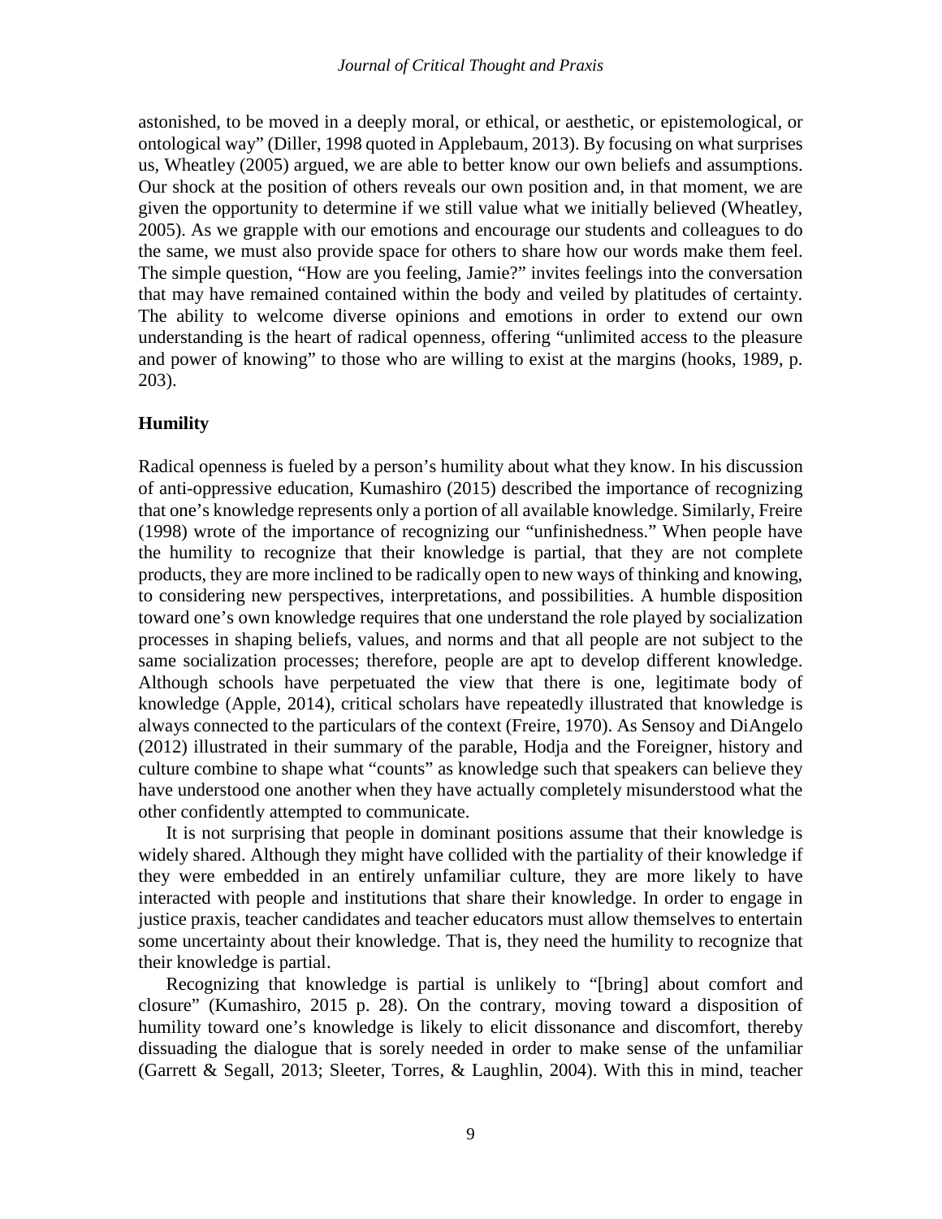astonished, to be moved in a deeply moral, or ethical, or aesthetic, or epistemological, or ontological way" (Diller, 1998 quoted in Applebaum, 2013). By focusing on what surprises us, Wheatley (2005) argued, we are able to better know our own beliefs and assumptions. Our shock at the position of others reveals our own position and, in that moment, we are given the opportunity to determine if we still value what we initially believed (Wheatley, 2005). As we grapple with our emotions and encourage our students and colleagues to do the same, we must also provide space for others to share how our words make them feel. The simple question, "How are you feeling, Jamie?" invites feelings into the conversation that may have remained contained within the body and veiled by platitudes of certainty. The ability to welcome diverse opinions and emotions in order to extend our own understanding is the heart of radical openness, offering "unlimited access to the pleasure and power of knowing" to those who are willing to exist at the margins (hooks, 1989, p. 203).

### Humility

Radical openness is fueled by a person's humility about what they know. In his discussion of anti-oppressive education, Kumashiro (2015) described the importance of recognizing that one's knowledge represents only a portion of all available knowledge. Similarly, Freire (1998) wrote of the importance of recognizing our "unfinishedness." When people have the humility to recognize that their knowledge is partial, that they are not complete products, they are more inclined to be radically open to new ways of thinking and knowing, to considering new perspectives, interpretations, and possibilities. A humble disposition toward one's own knowledge requires that one understand the role played by socialization processes in shaping beliefs, values, and norms and that all people are not subject to the same socialization processes; therefore, people are apt to develop different knowledge. Although schools have perpetuated the view that there is one, legitimate body of knowledge (Apple, 2014), critical scholars have repeatedly illustrated that knowledge is always connected to the particulars of the context (Freire, 1970). As Sensoy and DiAngelo (2012) illustrated in their summary of the parable, Hodja and the Foreigner, history and culture combine to shape what "counts" as knowledge such that speakers can believe they have understood one another when they have actually completely misunderstood what the other confidently attempted to communicate.

It is not surprising that people in dominant positions assume that their knowledge is widely shared. Although they might have collided with the partiality of their knowledge if they were embedded in an entirely unfamiliar culture, they are more likely to have interacted with people and institutions that share their knowledge. In order to engage in justice praxis, teacher candidates and teacher educators must allow themselves to entertain some uncertainty about their knowledge. That is, they need the humility to recognize that their knowledge is partial.

Recognizing that knowledge is partial is unlikely to "[bring] about comfort and closure" (Kumashiro, 2015 p. 28). On the contrary, moving toward a disposition of humility toward one's knowledge is likely to elicit dissonance and discomfort, thereby dissuading the dialogue that is sorely needed in order to make sense of the unfamiliar (Garrett & Segall, 2013; Sleeter, Torres, & Laughlin, 2004). With this in mind, teacher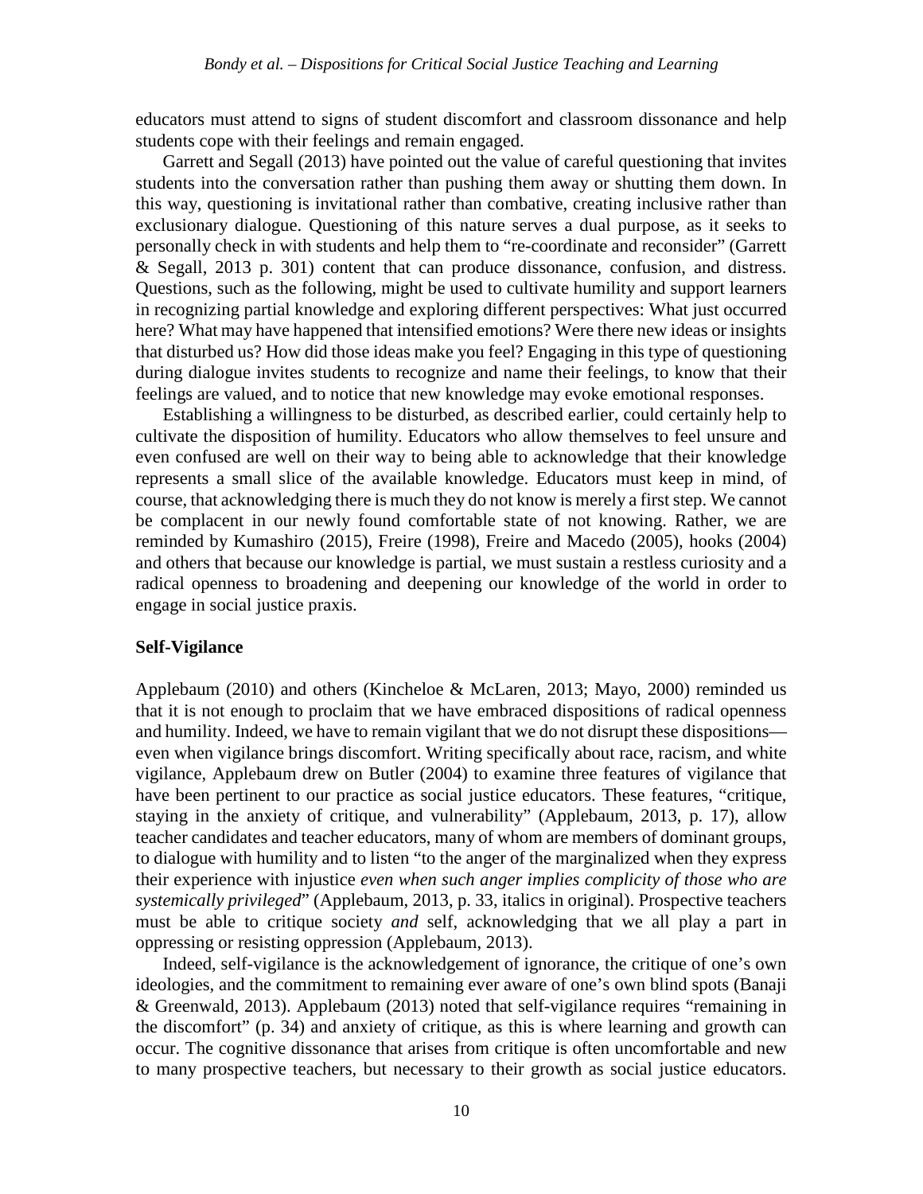educators must attend to signs of student discomfort and classroom dissonance and help students cope with their feelings and remain engaged.

Garrett and Segall (2013) have pointed out the value of careful questioning that invites students into the conversation rather than pushing them away or shutting them down. In this way, questioning is invitational rather than combative, creating inclusive rather than exclusionary dialogue. Questioning of this nature serves a dual purpose, as it seeks to personally check in with students and help them to "re-coordinate and reconsider" (Garrett & Segall, 2013 p. 301) content that can produce dissonance, confusion, and distress. Questions, such as the following, might be used to cultivate humility and support learners in recognizing partial knowledge and exploring different perspectives: What just occurred here? What may have happened that intensified emotions? Were there new ideas or insights that disturbed us? How did those ideas make you feel? Engaging in this type of questioning during dialogue invites students to recognize and name their feelings, to know that their feelings are valued, and to notice that new knowledge may evoke emotional responses.

Establishing a willingness to be disturbed, as described earlier, could certainly help to cultivate the disposition of humility. Educators who allow themselves to feel unsure and even confused are well on their way to being able to acknowledge that their knowledge represents a small slice of the available knowledge. Educators must keep in mind, of course, that acknowledging there is much they do not know is merely a first step. We cannot be complacent in our newly found comfortable state of not knowing. Rather, we are reminded by Kumashiro (2015), Freire (1998), Freire and Macedo (2005), hooks (2004) and others that because our knowledge is partial, we must sustain a restless curiosity and a radical openness to broadening and deepening our knowledge of the world in order to engage in social justice praxis.

### Self-Vigilance

Applebaum (2010) and others (Kincheloe & McLaren, 2013; Mayo, 2000) reminded us that it is not enough to proclaim that we have embraced dispositions of radical openness and humility. Indeed, we have to remain vigilant that we do not disrupt these dispositions—even when vigilance brings discomfort. Writing specifically about race, racism, and white vigilance, Applebaum drew on Butler (2004) to examine three features of vigilance that have been pertinent to our practice as social justice educators. These features, "critique, staying in the anxiety of critique, and vulnerability" (Applebaum, 2013, p. 17), allow teacher candidates and teacher educators, many of whom are members of dominant groups, to dialogue with humility and to listen "to the anger of the marginalized when they express their experience with injustice *even when such anger implies complicity of those who are systemically privileged*" (Applebaum, 2013, p. 33, italics in original). Prospective teachers must be able to critique society *and* self, acknowledging that we all play a part in oppressing or resisting oppression (Applebaum, 2013).

Indeed, self-vigilance is the acknowledgement of ignorance, the critique of one's own ideologies, and the commitment to remaining ever aware of one's own blind spots (Banaji & Greenwald, 2013). Applebaum (2013) noted that self-vigilance requires "remaining in the discomfort" (p. 34) and anxiety of critique, as this is where learning and growth can occur. The cognitive dissonance that arises from critique is often uncomfortable and new to many prospective teachers, but necessary to their growth as social justice educators.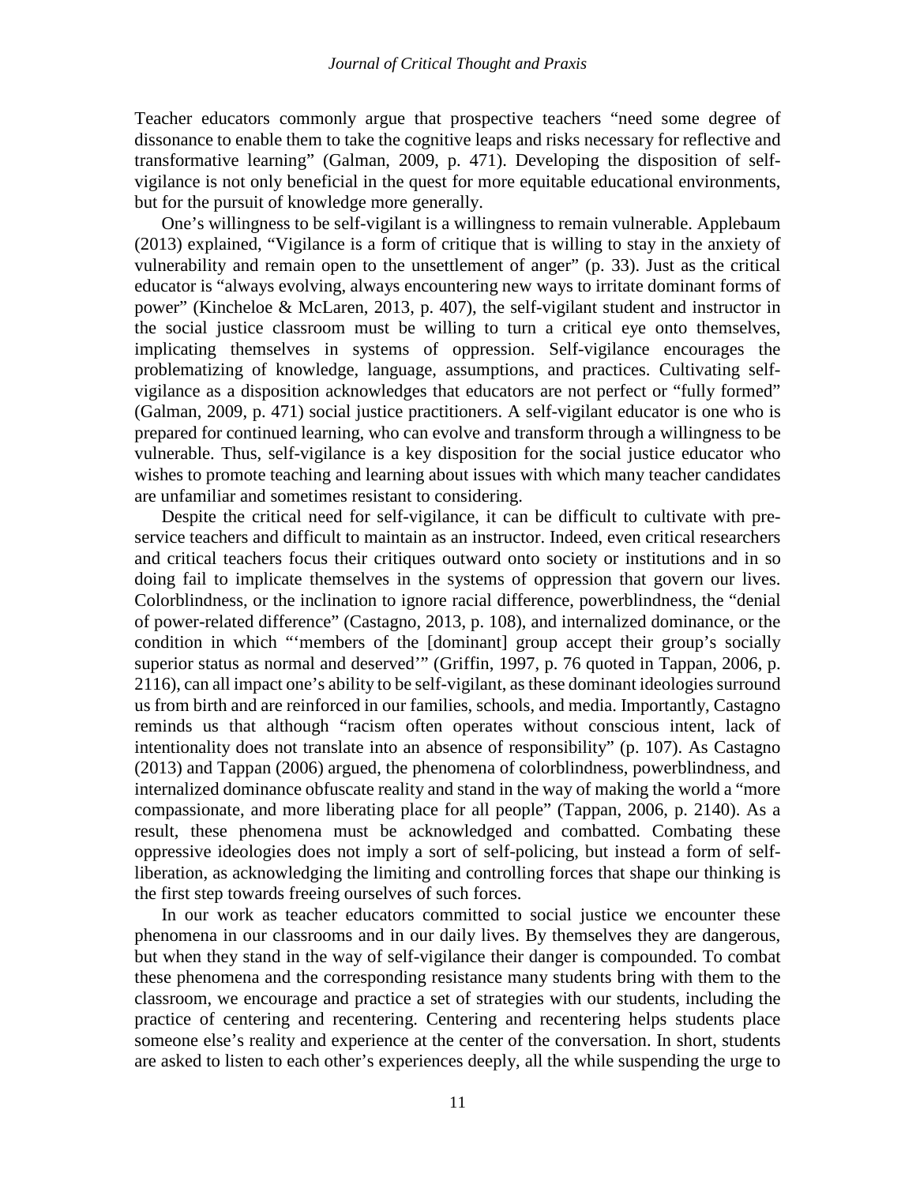Teacher educators commonly argue that prospective teachers "need some degree of dissonance to enable them to take the cognitive leaps and risks necessary for reflective and transformative learning" (Galman, 2009, p. 471). Developing the disposition of self-vigilance is not only beneficial in the quest for more equitable educational environments, but for the pursuit of knowledge more generally.

One's willingness to be self-vigilant is a willingness to remain vulnerable. Applebaum (2013) explained, "Vigilance is a form of critique that is willing to stay in the anxiety of vulnerability and remain open to the unsettlement of anger" (p. 33). Just as the critical educator is "always evolving, always encountering new ways to irritate dominant forms of power" (Kincheloe & McLaren, 2013, p. 407), the self-vigilant student and instructor in the social justice classroom must be willing to turn a critical eye onto themselves, implicating themselves in systems of oppression. Self-vigilance encourages the problematizing of knowledge, language, assumptions, and practices. Cultivating self-vigilance as a disposition acknowledges that educators are not perfect or "fully formed" (Galman, 2009, p. 471) social justice practitioners. A self-vigilant educator is one who is prepared for continued learning, who can evolve and transform through a willingness to be vulnerable. Thus, self-vigilance is a key disposition for the social justice educator who wishes to promote teaching and learning about issues with which many teacher candidates are unfamiliar and sometimes resistant to considering.

Despite the critical need for self-vigilance, it can be difficult to cultivate with pre-service teachers and difficult to maintain as an instructor. Indeed, even critical researchers and critical teachers focus their critiques outward onto society or institutions and in so doing fail to implicate themselves in the systems of oppression that govern our lives. Colorblindness, or the inclination to ignore racial difference, powerblindness, the "denial of power-related difference" (Castagno, 2013, p. 108), and internalized dominance, or the condition in which "'members of the [dominant] group accept their group's socially superior status as normal and deserved'" (Griffin, 1997, p. 76 quoted in Tappan, 2006, p. 2116), can all impact one's ability to be self-vigilant, as these dominant ideologies surround us from birth and are reinforced in our families, schools, and media. Importantly, Castagno reminds us that although "racism often operates without conscious intent, lack of intentionality does not translate into an absence of responsibility" (p. 107). As Castagno (2013) and Tappan (2006) argued, the phenomena of colorblindness, powerblindness, and internalized dominance obfuscate reality and stand in the way of making the world a "more compassionate, and more liberating place for all people" (Tappan, 2006, p. 2140). As a result, these phenomena must be acknowledged and combatted. Combating these oppressive ideologies does not imply a sort of self-policing, but instead a form of self-liberation, as acknowledging the limiting and controlling forces that shape our thinking is the first step towards freeing ourselves of such forces.

In our work as teacher educators committed to social justice we encounter these phenomena in our classrooms and in our daily lives. By themselves they are dangerous, but when they stand in the way of self-vigilance their danger is compounded. To combat these phenomena and the corresponding resistance many students bring with them to the classroom, we encourage and practice a set of strategies with our students, including the practice of centering and recentering. Centering and recentering helps students place someone else's reality and experience at the center of the conversation. In short, students are asked to listen to each other's experiences deeply, all the while suspending the urge to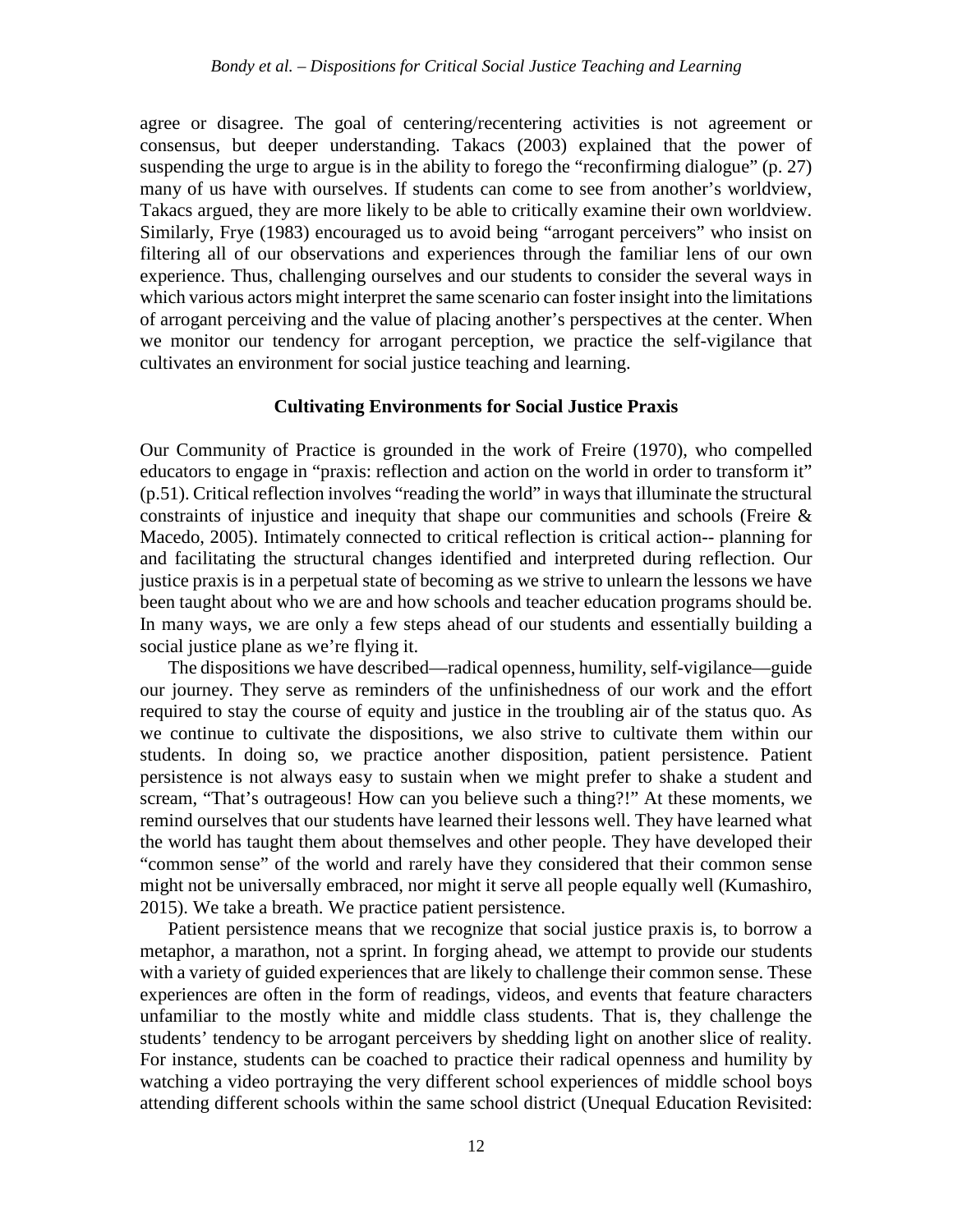agree or disagree. The goal of centering/recentering activities is not agreement or consensus, but deeper understanding. Takacs (2003) explained that the power of suspending the urge to argue is in the ability to forego the "reconfirming dialogue" (p. 27) many of us have with ourselves. If students can come to see from another's worldview, Takacs argued, they are more likely to be able to critically examine their own worldview. Similarly, Frye (1983) encouraged us to avoid being "arrogant perceivers" who insist on filtering all of our observations and experiences through the familiar lens of our own experience. Thus, challenging ourselves and our students to consider the several ways in which various actors might interpret the same scenario can foster insight into the limitations of arrogant perceiving and the value of placing another's perspectives at the center. When we monitor our tendency for arrogant perception, we practice the self-vigilance that cultivates an environment for social justice teaching and learning.

## Cultivating Environments for Social Justice Praxis

Our Community of Practice is grounded in the work of Freire (1970), who compelled educators to engage in "praxis: reflection and action on the world in order to transform it" (p.51). Critical reflection involves "reading the world" in ways that illuminate the structural constraints of injustice and inequity that shape our communities and schools (Freire & Macedo, 2005). Intimately connected to critical reflection is critical action-- planning for and facilitating the structural changes identified and interpreted during reflection. Our justice praxis is in a perpetual state of becoming as we strive to unlearn the lessons we have been taught about who we are and how schools and teacher education programs should be. In many ways, we are only a few steps ahead of our students and essentially building a social justice plane as we're flying it.

The dispositions we have described—radical openness, humility, self-vigilance—guide our journey. They serve as reminders of the unfinishedness of our work and the effort required to stay the course of equity and justice in the troubling air of the status quo. As we continue to cultivate the dispositions, we also strive to cultivate them within our students. In doing so, we practice another disposition, patient persistence. Patient persistence is not always easy to sustain when we might prefer to shake a student and scream, "That's outrageous! How can you believe such a thing?!" At these moments, we remind ourselves that our students have learned their lessons well. They have learned what the world has taught them about themselves and other people. They have developed their "common sense" of the world and rarely have they considered that their common sense might not be universally embraced, nor might it serve all people equally well (Kumashiro, 2015). We take a breath. We practice patient persistence.

Patient persistence means that we recognize that social justice praxis is, to borrow a metaphor, a marathon, not a sprint. In forging ahead, we attempt to provide our students with a variety of guided experiences that are likely to challenge their common sense. These experiences are often in the form of readings, videos, and events that feature characters unfamiliar to the mostly white and middle class students. That is, they challenge the students' tendency to be arrogant perceivers by shedding light on another slice of reality. For instance, students can be coached to practice their radical openness and humility by watching a video portraying the very different school experiences of middle school boys attending different schools within the same school district (Unequal Education Revisited: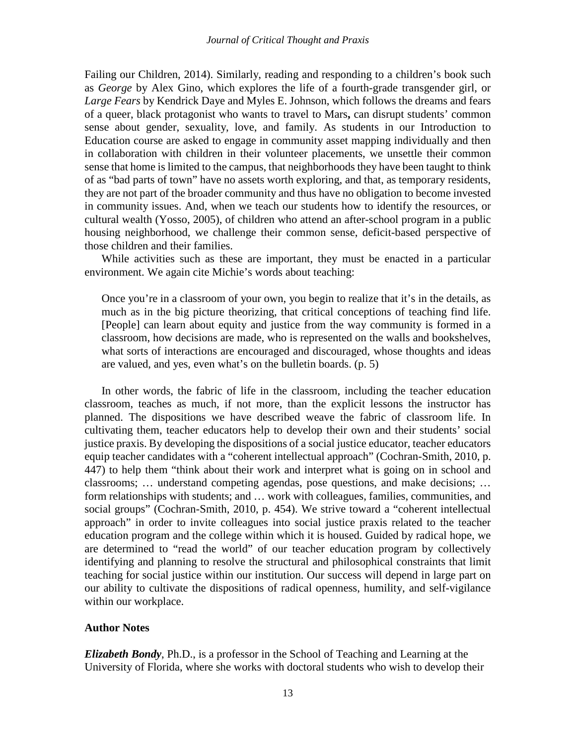Failing our Children, 2014). Similarly, reading and responding to a children's book such as *George* by Alex Gino, which explores the life of a fourth-grade transgender girl, or *Large Fears* by Kendrick Daye and Myles E. Johnson, which follows the dreams and fears of a queer, black protagonist who wants to travel to Mars**,** can disrupt students' common sense about gender, sexuality, love, and family. As students in our Introduction to Education course are asked to engage in community asset mapping individually and then in collaboration with children in their volunteer placements, we unsettle their common sense that home is limited to the campus, that neighborhoods they have been taught to think of as "bad parts of town" have no assets worth exploring, and that, as temporary residents, they are not part of the broader community and thus have no obligation to become invested in community issues. And, when we teach our students how to identify the resources, or cultural wealth (Yosso, 2005), of children who attend an after-school program in a public housing neighborhood, we challenge their common sense, deficit-based perspective of those children and their families.

While activities such as these are important, they must be enacted in a particular environment. We again cite Michie's words about teaching:

> Once you're in a classroom of your own, you begin to realize that it's in the details, as much as in the big picture theorizing, that critical conceptions of teaching find life. [People] can learn about equity and justice from the way community is formed in a classroom, how decisions are made, who is represented on the walls and bookshelves, what sorts of interactions are encouraged and discouraged, whose thoughts and ideas are valued, and yes, even what's on the bulletin boards. (p. 5)

In other words, the fabric of life in the classroom, including the teacher education classroom, teaches as much, if not more, than the explicit lessons the instructor has planned. The dispositions we have described weave the fabric of classroom life. In cultivating them, teacher educators help to develop their own and their students' social justice praxis. By developing the dispositions of a social justice educator, teacher educators equip teacher candidates with a "coherent intellectual approach" (Cochran-Smith, 2010, p. 447) to help them "think about their work and interpret what is going on in school and classrooms; … understand competing agendas, pose questions, and make decisions; … form relationships with students; and … work with colleagues, families, communities, and social groups" (Cochran-Smith, 2010, p. 454). We strive toward a "coherent intellectual approach" in order to invite colleagues into social justice praxis related to the teacher education program and the college within which it is housed. Guided by radical hope, we are determined to "read the world" of our teacher education program by collectively identifying and planning to resolve the structural and philosophical constraints that limit teaching for social justice within our institution. Our success will depend in large part on our ability to cultivate the dispositions of radical openness, humility, and self-vigilance within our workplace.

## Author Notes

***Elizabeth Bondy***, Ph.D., is a professor in the School of Teaching and Learning at the University of Florida, where she works with doctoral students who wish to develop their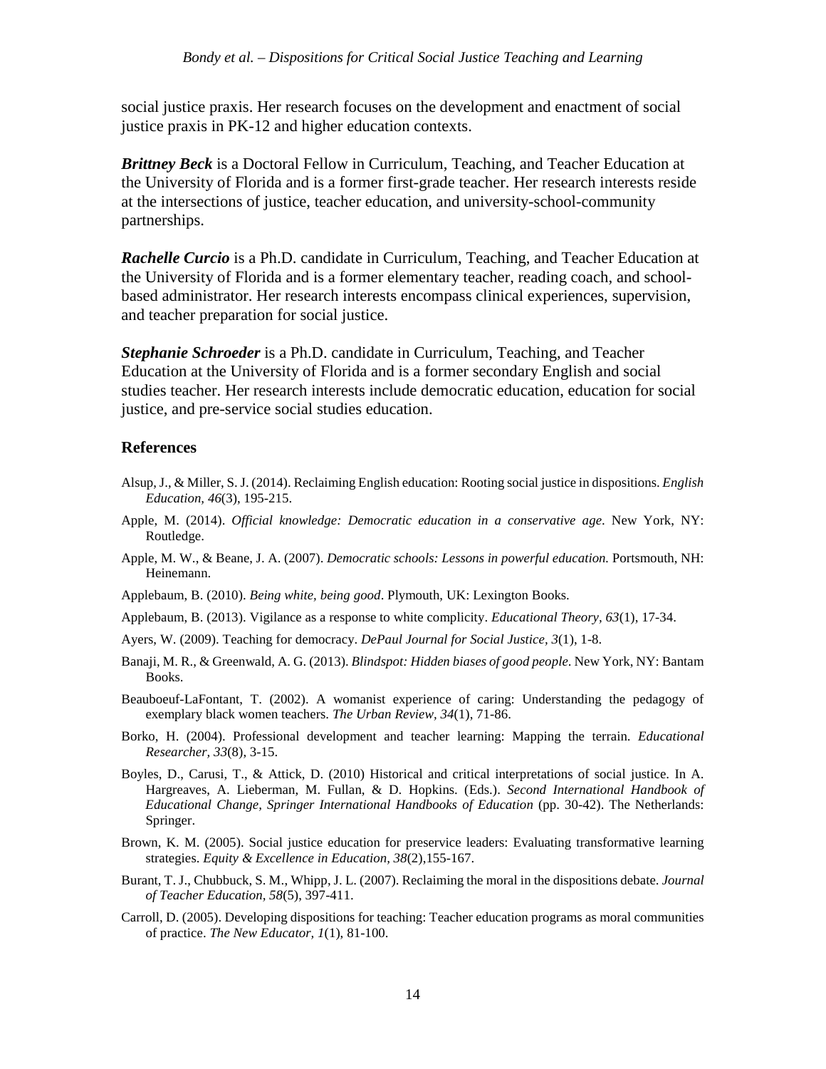social justice praxis. Her research focuses on the development and enactment of social justice praxis in PK-12 and higher education contexts.

***Brittney Beck*** is a Doctoral Fellow in Curriculum, Teaching, and Teacher Education at the University of Florida and is a former first-grade teacher. Her research interests reside at the intersections of justice, teacher education, and university-school-community partnerships.

***Rachelle Curcio*** is a Ph.D. candidate in Curriculum, Teaching, and Teacher Education at the University of Florida and is a former elementary teacher, reading coach, and school-based administrator. Her research interests encompass clinical experiences, supervision, and teacher preparation for social justice.

***Stephanie Schroeder*** is a Ph.D. candidate in Curriculum, Teaching, and Teacher Education at the University of Florida and is a former secondary English and social studies teacher. Her research interests include democratic education, education for social justice, and pre-service social studies education.

## References

Alsup, J., & Miller, S. J. (2014). Reclaiming English education: Rooting social justice in dispositions. *English Education, 46*(3), 195-215.

Apple, M. (2014). *Official knowledge: Democratic education in a conservative age*. New York, NY: Routledge.

Apple, M. W., & Beane, J. A. (2007). *Democratic schools: Lessons in powerful education.* Portsmouth, NH: Heinemann.

Applebaum, B. (2010). *Being white, being good*. Plymouth, UK: Lexington Books.

Applebaum, B. (2013). Vigilance as a response to white complicity. *Educational Theory, 63*(1), 17-34.

Ayers, W. (2009). Teaching for democracy. *DePaul Journal for Social Justice, 3*(1), 1-8.

Banaji, M. R., & Greenwald, A. G. (2013). *Blindspot: Hidden biases of good people*. New York, NY: Bantam Books.

Beauboeuf-LaFontant, T. (2002). A womanist experience of caring: Understanding the pedagogy of exemplary black women teachers. *The Urban Review, 34*(1), 71-86.

Borko, H. (2004). Professional development and teacher learning: Mapping the terrain. *Educational Researcher, 33*(8), 3-15.

Boyles, D., Carusi, T., & Attick, D. (2010) Historical and critical interpretations of social justice. In A. Hargreaves, A. Lieberman, M. Fullan, & D. Hopkins. (Eds.). *Second International Handbook of Educational Change, Springer International Handbooks of Education* (pp. 30-42). The Netherlands: Springer.

Brown, K. M. (2005). Social justice education for preservice leaders: Evaluating transformative learning strategies. *Equity & Excellence in Education, 38*(2),155-167.

Burant, T. J., Chubbuck, S. M., Whipp, J. L. (2007). Reclaiming the moral in the dispositions debate. *Journal of Teacher Education, 58*(5), 397-411.

Carroll, D. (2005). Developing dispositions for teaching: Teacher education programs as moral communities of practice. *The New Educator, 1*(1), 81-100.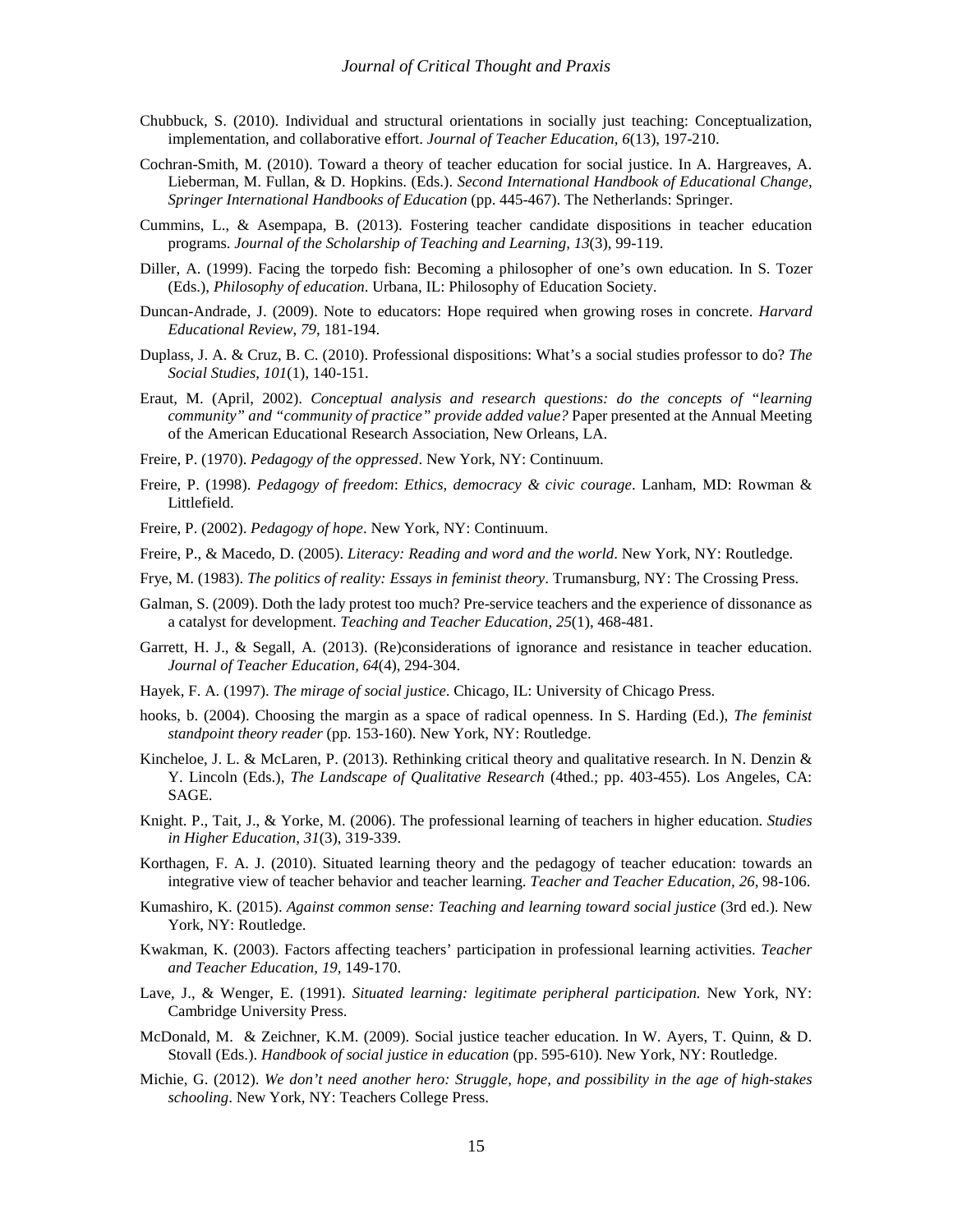Chubbuck, S. (2010). Individual and structural orientations in socially just teaching: Conceptualization, implementation, and collaborative effort. *Journal of Teacher Education, 6*(13), 197-210.

Cochran-Smith, M. (2010). Toward a theory of teacher education for social justice. In A. Hargreaves, A. Lieberman, M. Fullan, & D. Hopkins. (Eds.). *Second International Handbook of Educational Change, Springer International Handbooks of Education* (pp. 445-467). The Netherlands: Springer.

Cummins, L., & Asempapa, B. (2013). Fostering teacher candidate dispositions in teacher education programs. *Journal of the Scholarship of Teaching and Learning, 13*(3), 99-119.

Diller, A. (1999). Facing the torpedo fish: Becoming a philosopher of one's own education. In S. Tozer (Eds.), *Philosophy of education*. Urbana, IL: Philosophy of Education Society.

Duncan-Andrade, J. (2009). Note to educators: Hope required when growing roses in concrete. *Harvard Educational Review, 79*, 181-194.

Duplass, J. A. & Cruz, B. C. (2010). Professional dispositions: What's a social studies professor to do? *The Social Studies, 101*(1), 140-151.

Eraut, M. (April, 2002). *Conceptual analysis and research questions: do the concepts of "learning community" and "community of practice" provide added value?* Paper presented at the Annual Meeting of the American Educational Research Association, New Orleans, LA.

Freire, P. (1970). *Pedagogy of the oppressed*. New York, NY: Continuum.

Freire, P. (1998). *Pedagogy of freedom*: *Ethics, democracy & civic courage*. Lanham, MD: Rowman & Littlefield.

Freire, P. (2002). *Pedagogy of hope*. New York, NY: Continuum.

Freire, P., & Macedo, D. (2005). *Literacy: Reading and word and the world*. New York, NY: Routledge.

Frye, M. (1983). *The politics of reality: Essays in feminist theory*. Trumansburg, NY: The Crossing Press.

Galman, S. (2009). Doth the lady protest too much? Pre-service teachers and the experience of dissonance as a catalyst for development. *Teaching and Teacher Education, 25*(1), 468-481.

Garrett, H. J., & Segall, A. (2013). (Re)considerations of ignorance and resistance in teacher education. *Journal of Teacher Education, 64*(4), 294-304.

Hayek, F. A. (1997). *The mirage of social justice*. Chicago, IL: University of Chicago Press.

hooks, b. (2004). Choosing the margin as a space of radical openness. In S. Harding (Ed.), *The feminist standpoint theory reader* (pp. 153-160). New York, NY: Routledge.

Kincheloe, J. L. & McLaren, P. (2013). Rethinking critical theory and qualitative research. In N. Denzin & Y. Lincoln (Eds.), *The Landscape of Qualitative Research* (4thed.; pp. 403-455). Los Angeles, CA: SAGE.

Knight. P., Tait, J., & Yorke, M. (2006). The professional learning of teachers in higher education. *Studies in Higher Education, 31*(3), 319-339.

Korthagen, F. A. J. (2010). Situated learning theory and the pedagogy of teacher education: towards an integrative view of teacher behavior and teacher learning. *Teacher and Teacher Education, 26,* 98-106.

Kumashiro, K. (2015). *Against common sense: Teaching and learning toward social justice* (3rd ed.). New York, NY: Routledge.

Kwakman, K. (2003). Factors affecting teachers' participation in professional learning activities. *Teacher and Teacher Education, 19,* 149-170.

Lave, J., & Wenger, E. (1991). *Situated learning: legitimate peripheral participation.* New York, NY: Cambridge University Press.

McDonald, M. & Zeichner, K.M. (2009). Social justice teacher education. In W. Ayers, T. Quinn, & D. Stovall (Eds.). *Handbook of social justice in education* (pp. 595-610). New York, NY: Routledge.

Michie, G. (2012). *We don't need another hero: Struggle, hope, and possibility in the age of high-stakes schooling*. New York, NY: Teachers College Press.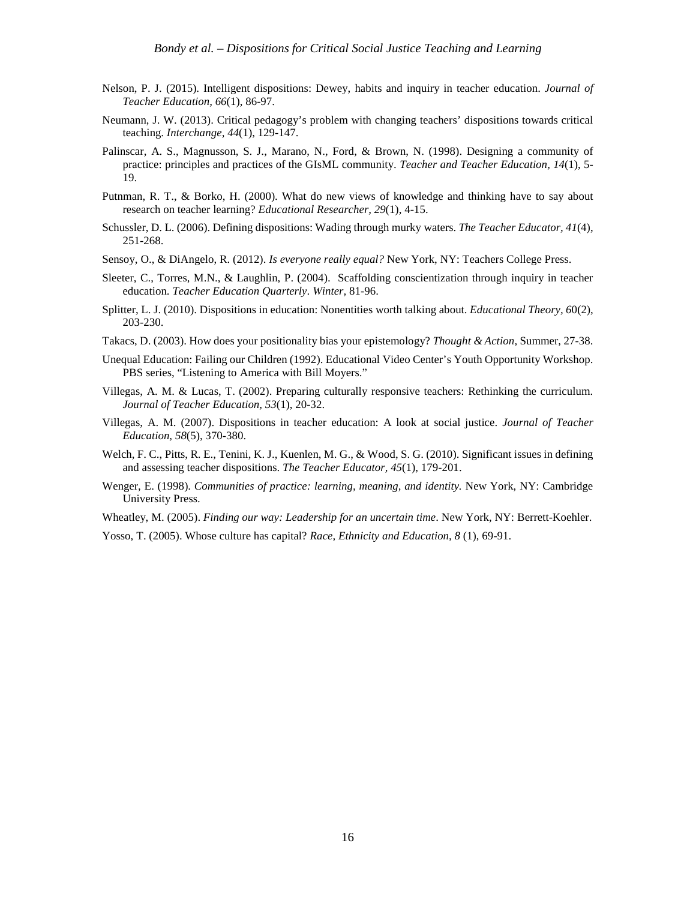Nelson, P. J. (2015). Intelligent dispositions: Dewey, habits and inquiry in teacher education. *Journal of Teacher Education, 66*(1), 86-97.

Neumann, J. W. (2013). Critical pedagogy's problem with changing teachers' dispositions towards critical teaching. *Interchange, 44*(1), 129-147.

Palinscar, A. S., Magnusson, S. J., Marano, N., Ford, & Brown, N. (1998). Designing a community of practice: principles and practices of the GIsML community. *Teacher and Teacher Education, 14*(1), 5-19.

Putnman, R. T., & Borko, H. (2000). What do new views of knowledge and thinking have to say about research on teacher learning? *Educational Researcher, 29*(1), 4-15.

Schussler, D. L. (2006). Defining dispositions: Wading through murky waters. *The Teacher Educator, 41*(4), 251-268.

Sensoy, O., & DiAngelo, R. (2012). *Is everyone really equal?* New York, NY: Teachers College Press.

Sleeter, C., Torres, M.N., & Laughlin, P. (2004). Scaffolding conscientization through inquiry in teacher education. *Teacher Education Quarterly*. *Winter,* 81-96.

Splitter, L. J. (2010). Dispositions in education: Nonentities worth talking about. *Educational Theory, 6*0(2), 203-230.

Takacs, D. (2003). How does your positionality bias your epistemology? *Thought & Action,* Summer, 27-38.

Unequal Education: Failing our Children (1992). Educational Video Center's Youth Opportunity Workshop. PBS series, "Listening to America with Bill Moyers."

Villegas, A. M. & Lucas, T. (2002). Preparing culturally responsive teachers: Rethinking the curriculum. *Journal of Teacher Education, 53*(1), 20-32.

Villegas, A. M. (2007). Dispositions in teacher education: A look at social justice. *Journal of Teacher Education, 58*(5), 370-380.

Welch, F. C., Pitts, R. E., Tenini, K. J., Kuenlen, M. G., & Wood, S. G. (2010). Significant issues in defining and assessing teacher dispositions. *The Teacher Educator, 45*(1), 179-201.

Wenger, E. (1998). *Communities of practice: learning, meaning, and identity.* New York, NY: Cambridge University Press.

Wheatley, M. (2005). *Finding our way: Leadership for an uncertain time*. New York, NY: Berrett-Koehler.

Yosso, T. (2005). Whose culture has capital? *Race, Ethnicity and Education, 8* (1), 69-91.